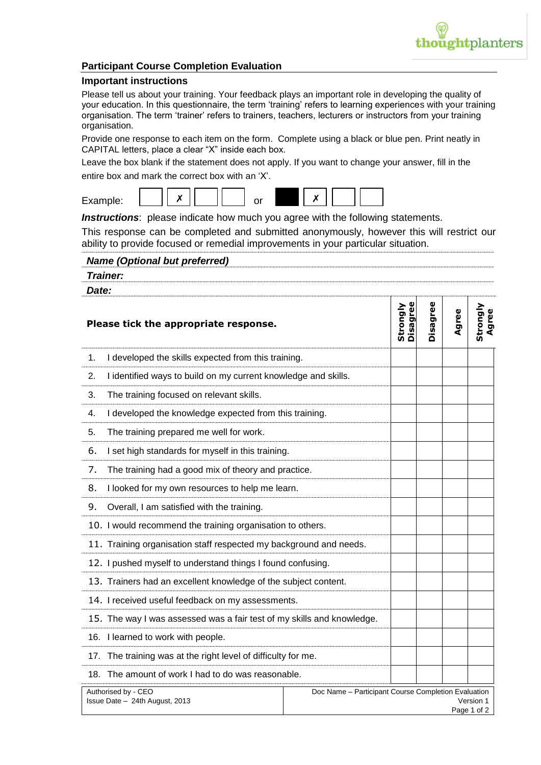thoughtplanters

## Participant Course Completion Evaluation

### Important instructions

Please tell us about your training. Your feedback plays an important role in developing the quality of your education. In this questionnaire, the term 'training' refers to learning experiences with your training organisation. The term 'trainer' refers to trainers, teachers, lecturers or instructors from your training organisation.

Provide one response to each item on the form. Complete using a black or blue pen. Print neatly in CAPITAL letters, place a clear "X" inside each box.

Leave the box blank if the statement does not apply. If you want to change your answer, fill in the entire box and mark the correct box with an 'X'.

Example: | | ✗ | | | or | ■ | ✗ | | |

***Instructions***: please indicate how much you agree with the following statements.

This response can be completed and submitted anonymously, however this will restrict our ability to provide focused or remedial improvements in your particular situation.

***Name (Optional but preferred)***

***Trainer:***

***Date:***

| **Please tick the appropriate response.** | **Strongly Disagree** | **Disagree** | **Agree** | **Strongly Agree** |
|---|---|---|---|---|
| 1. I developed the skills expected from this training. | | | | |
| 2. I identified ways to build on my current knowledge and skills. | | | | |
| 3. The training focused on relevant skills. | | | | |
| 4. I developed the knowledge expected from this training. | | | | |
| 5. The training prepared me well for work. | | | | |
| 6. I set high standards for myself in this training. | | | | |
| 7. The training had a good mix of theory and practice. | | | | |
| 8. I looked for my own resources to help me learn. | | | | |
| 9. Overall, I am satisfied with the training. | | | | |
| 10. I would recommend the training organisation to others. | | | | |
| 11. Training organisation staff respected my background and needs. | | | | |
| 12. I pushed myself to understand things I found confusing. | | | | |
| 13. Trainers had an excellent knowledge of the subject content. | | | | |
| 14. I received useful feedback on my assessments. | | | | |
| 15. The way I was assessed was a fair test of my skills and knowledge. | | | | |
| 16. I learned to work with people. | | | | |
| 17. The training was at the right level of difficulty for me. | | | | |
| 18. The amount of work I had to do was reasonable. | | | | |

| Authorised by - CEO<br>Issue Date – 24th August, 2013 | Doc Name – Participant Course Completion Evaluation<br>Version 1 |
|---|---|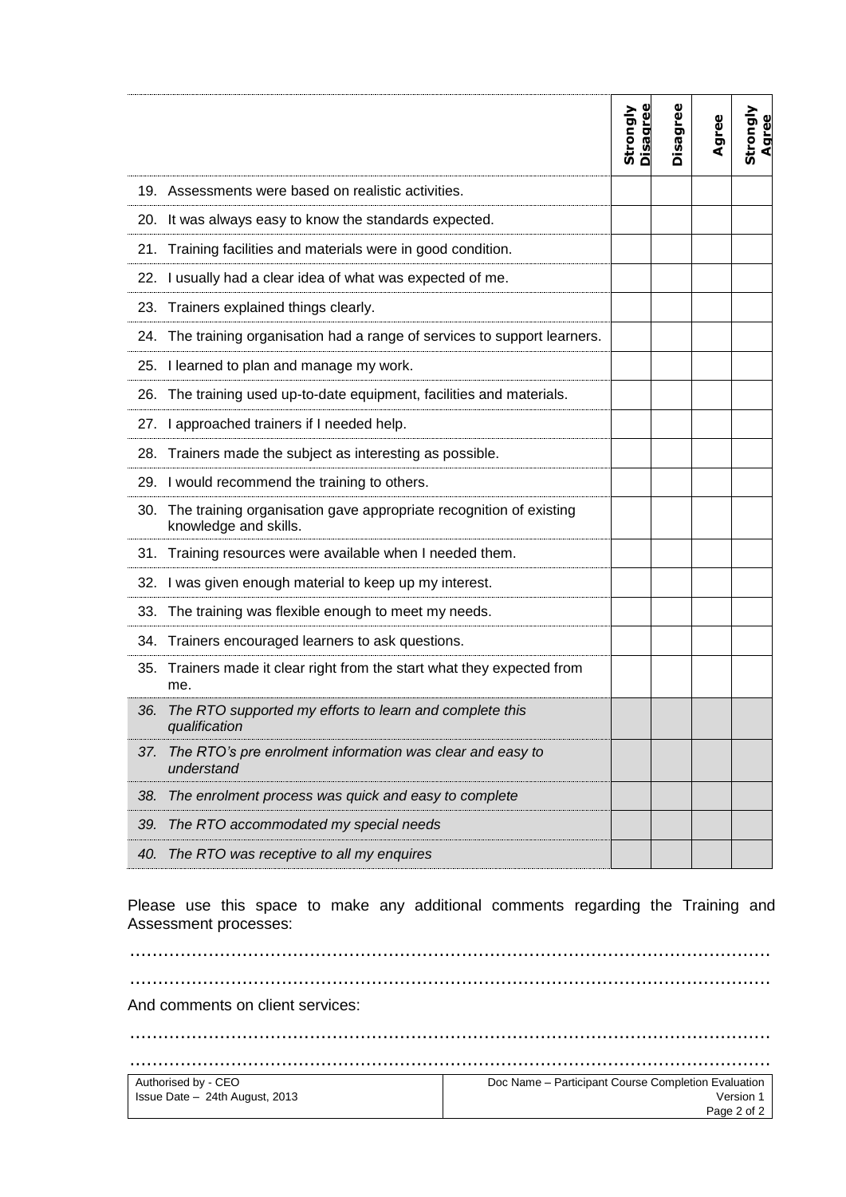| | Strongly Disagree | Disagree | Agree | Strongly Agree |
|---|---|---|---|---|
| 19. Assessments were based on realistic activities. | | | | |
| 20. It was always easy to know the standards expected. | | | | |
| 21. Training facilities and materials were in good condition. | | | | |
| 22. I usually had a clear idea of what was expected of me. | | | | |
| 23. Trainers explained things clearly. | | | | |
| 24. The training organisation had a range of services to support learners. | | | | |
| 25. I learned to plan and manage my work. | | | | |
| 26. The training used up-to-date equipment, facilities and materials. | | | | |
| 27. I approached trainers if I needed help. | | | | |
| 28. Trainers made the subject as interesting as possible. | | | | |
| 29. I would recommend the training to others. | | | | |
| 30. The training organisation gave appropriate recognition of existing knowledge and skills. | | | | |
| 31. Training resources were available when I needed them. | | | | |
| 32. I was given enough material to keep up my interest. | | | | |
| 33. The training was flexible enough to meet my needs. | | | | |
| 34. Trainers encouraged learners to ask questions. | | | | |
| 35. Trainers made it clear right from the start what they expected from me. | | | | |
| *36. The RTO supported my efforts to learn and complete this qualification* | | | | |
| *37. The RTO's pre enrolment information was clear and easy to understand* | | | | |
| *38. The enrolment process was quick and easy to complete* | | | | |
| *39. The RTO accommodated my special needs* | | | | |
| *40. The RTO was receptive to all my enquires* | | | | |

Please use this space to make any additional comments regarding the Training and Assessment processes:

……………………………………………………………………………………………………

……………………………………………………………………………………………………

And comments on client services:

……………………………………………………………………………………………………

……………………………………………………………………………………………………

| | |
|---|---|
| Authorised by - CEO<br>Issue Date – 24th August, 2013 | Doc Name – Participant Course Completion Evaluation<br>Version 1 |